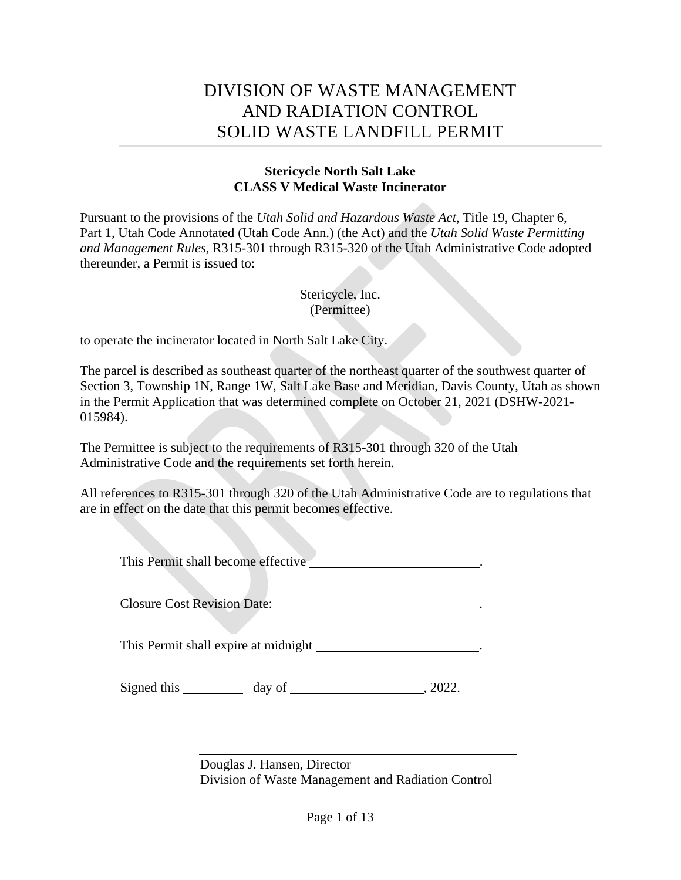# DIVISION OF WASTE MANAGEMENT AND RADIATION CONTROL SOLID WASTE LANDFILL PERMIT

**Stericycle North Salt Lake**
**CLASS V Medical Waste Incinerator**

Pursuant to the provisions of the *Utah Solid and Hazardous Waste Act*, Title 19, Chapter 6, Part 1, Utah Code Annotated (Utah Code Ann.) (the Act) and the *Utah Solid Waste Permitting and Management Rules*, R315-301 through R315-320 of the Utah Administrative Code adopted thereunder, a Permit is issued to:

Stericycle, Inc.
(Permittee)

to operate the incinerator located in North Salt Lake City.

The parcel is described as southeast quarter of the northeast quarter of the southwest quarter of Section 3, Township 1N, Range 1W, Salt Lake Base and Meridian, Davis County, Utah as shown in the Permit Application that was determined complete on October 21, 2021 (DSHW-2021-015984).

The Permittee is subject to the requirements of R315-301 through 320 of the Utah Administrative Code and the requirements set forth herein.

All references to R315-301 through 320 of the Utah Administrative Code are to regulations that are in effect on the date that this permit becomes effective.

This Permit shall become effective \_\_\_\_\_\_\_\_\_\_\_\_\_\_\_\_\_\_\_\_\_\_\_\_\_\_.

Closure Cost Revision Date: \_\_\_\_\_\_\_\_\_\_\_\_\_\_\_\_\_\_\_\_\_\_\_\_\_\_\_\_\_\_.

This Permit shall expire at midnight \_\_\_\_\_\_\_\_\_\_\_\_\_\_\_\_\_\_\_\_\_\_\_\_\_\_.

Signed this \_\_\_\_\_\_\_\_\_ day of \_\_\_\_\_\_\_\_\_\_\_\_\_\_\_\_\_\_\_\_, 2022.

\_\_\_\_\_\_\_\_\_\_\_\_\_\_\_\_\_\_\_\_\_\_\_\_\_\_\_\_\_\_\_\_\_\_\_\_\_\_\_\_\_\_\_\_\_\_

Douglas J. Hansen, Director
Division of Waste Management and Radiation Control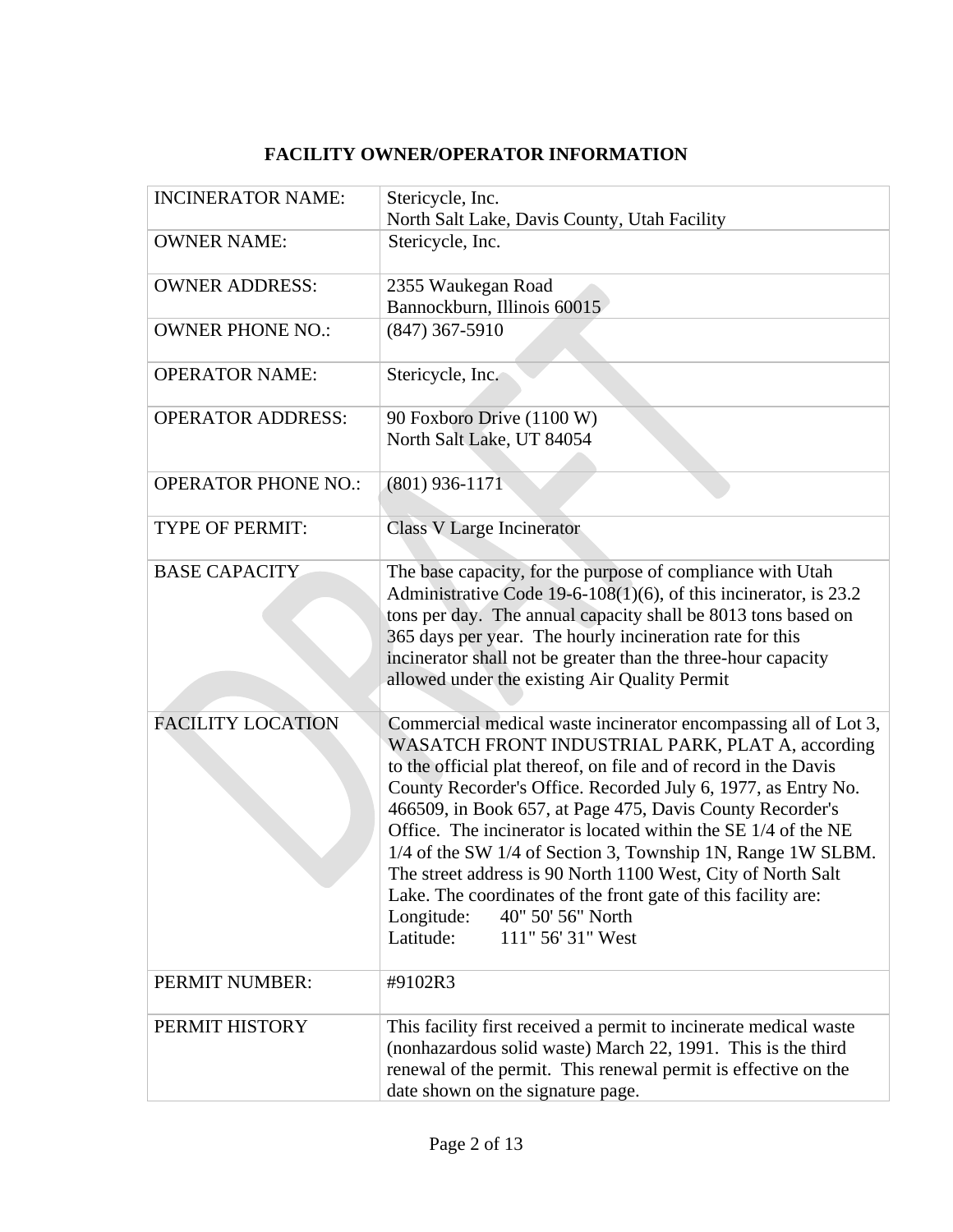# FACILITY OWNER/OPERATOR INFORMATION

| | |
|---|---|
| INCINERATOR NAME: | Stericycle, Inc.<br>North Salt Lake, Davis County, Utah Facility |
| OWNER NAME: | Stericycle, Inc. |
| OWNER ADDRESS: | 2355 Waukegan Road<br>Bannockburn, Illinois 60015 |
| OWNER PHONE NO.: | (847) 367-5910 |
| OPERATOR NAME: | Stericycle, Inc. |
| OPERATOR ADDRESS: | 90 Foxboro Drive (1100 W)<br>North Salt Lake, UT 84054 |
| OPERATOR PHONE NO.: | (801) 936-1171 |
| TYPE OF PERMIT: | Class V Large Incinerator |
| BASE CAPACITY | The base capacity, for the purpose of compliance with Utah Administrative Code 19-6-108(1)(6), of this incinerator, is 23.2 tons per day. The annual capacity shall be 8013 tons based on 365 days per year. The hourly incineration rate for this incinerator shall not be greater than the three-hour capacity allowed under the existing Air Quality Permit |
| FACILITY LOCATION | Commercial medical waste incinerator encompassing all of Lot 3, WASATCH FRONT INDUSTRIAL PARK, PLAT A, according to the official plat thereof, on file and of record in the Davis County Recorder's Office. Recorded July 6, 1977, as Entry No. 466509, in Book 657, at Page 475, Davis County Recorder's Office. The incinerator is located within the SE 1/4 of the NE 1/4 of the SW 1/4 of Section 3, Township 1N, Range 1W SLBM. The street address is 90 North 1100 West, City of North Salt Lake. The coordinates of the front gate of this facility are:<br>Longitude: 40" 50' 56" North<br>Latitude: 111" 56' 31" West |
| PERMIT NUMBER: | #9102R3 |
| PERMIT HISTORY | This facility first received a permit to incinerate medical waste (nonhazardous solid waste) March 22, 1991. This is the third renewal of the permit. This renewal permit is effective on the date shown on the signature page. |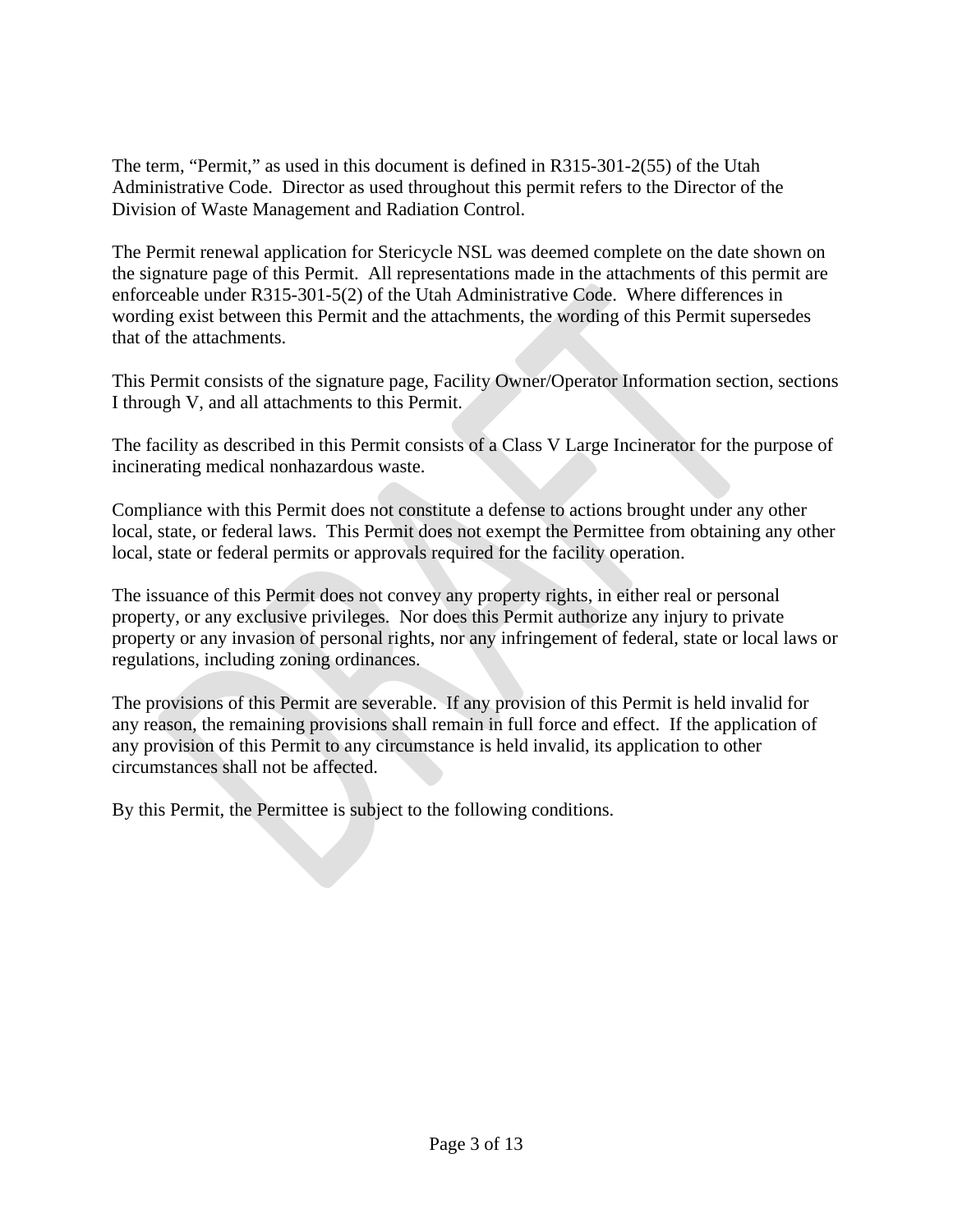The term, “Permit,” as used in this document is defined in R315-301-2(55) of the Utah Administrative Code. Director as used throughout this permit refers to the Director of the Division of Waste Management and Radiation Control.

The Permit renewal application for Stericycle NSL was deemed complete on the date shown on the signature page of this Permit. All representations made in the attachments of this permit are enforceable under R315-301-5(2) of the Utah Administrative Code. Where differences in wording exist between this Permit and the attachments, the wording of this Permit supersedes that of the attachments.

This Permit consists of the signature page, Facility Owner/Operator Information section, sections I through V, and all attachments to this Permit.

The facility as described in this Permit consists of a Class V Large Incinerator for the purpose of incinerating medical nonhazardous waste.

Compliance with this Permit does not constitute a defense to actions brought under any other local, state, or federal laws. This Permit does not exempt the Permittee from obtaining any other local, state or federal permits or approvals required for the facility operation.

The issuance of this Permit does not convey any property rights, in either real or personal property, or any exclusive privileges. Nor does this Permit authorize any injury to private property or any invasion of personal rights, nor any infringement of federal, state or local laws or regulations, including zoning ordinances.

The provisions of this Permit are severable. If any provision of this Permit is held invalid for any reason, the remaining provisions shall remain in full force and effect. If the application of any provision of this Permit to any circumstance is held invalid, its application to other circumstances shall not be affected.

By this Permit, the Permittee is subject to the following conditions.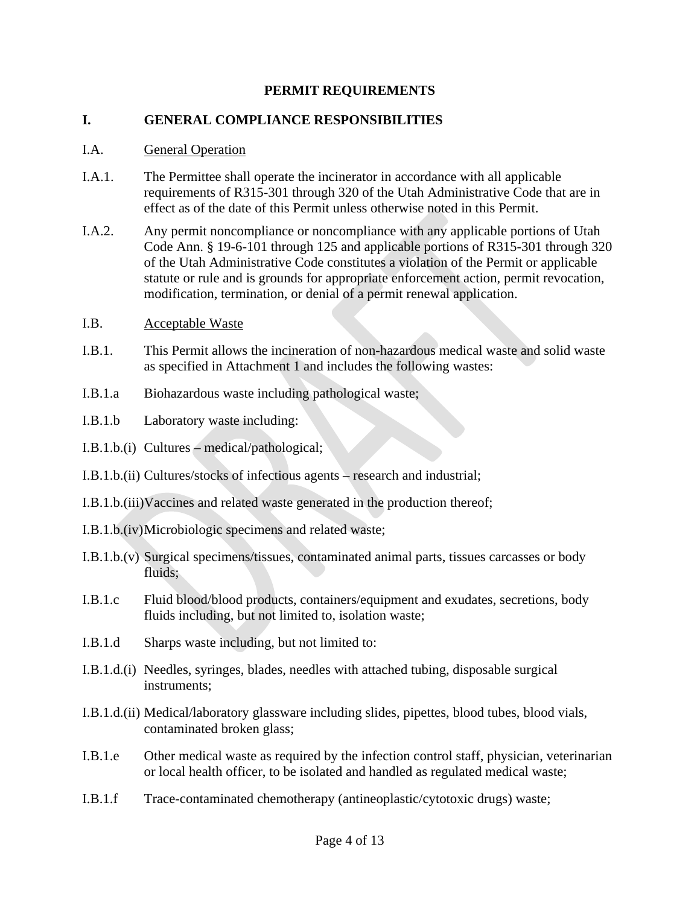## PERMIT REQUIREMENTS

### I. GENERAL COMPLIANCE RESPONSIBILITIES

I.A. General Operation

I.A.1. The Permittee shall operate the incinerator in accordance with all applicable requirements of R315-301 through 320 of the Utah Administrative Code that are in effect as of the date of this Permit unless otherwise noted in this Permit.

I.A.2. Any permit noncompliance or noncompliance with any applicable portions of Utah Code Ann. § 19-6-101 through 125 and applicable portions of R315-301 through 320 of the Utah Administrative Code constitutes a violation of the Permit or applicable statute or rule and is grounds for appropriate enforcement action, permit revocation, modification, termination, or denial of a permit renewal application.

I.B. Acceptable Waste

I.B.1. This Permit allows the incineration of non-hazardous medical waste and solid waste as specified in Attachment 1 and includes the following wastes:

I.B.1.a Biohazardous waste including pathological waste;

I.B.1.b Laboratory waste including:

I.B.1.b.(i) Cultures – medical/pathological;

I.B.1.b.(ii) Cultures/stocks of infectious agents – research and industrial;

I.B.1.b.(iii) Vaccines and related waste generated in the production thereof;

I.B.1.b.(iv) Microbiologic specimens and related waste;

I.B.1.b.(v) Surgical specimens/tissues, contaminated animal parts, tissues carcasses or body fluids;

I.B.1.c Fluid blood/blood products, containers/equipment and exudates, secretions, body fluids including, but not limited to, isolation waste;

I.B.1.d Sharps waste including, but not limited to:

I.B.1.d.(i) Needles, syringes, blades, needles with attached tubing, disposable surgical instruments;

I.B.1.d.(ii) Medical/laboratory glassware including slides, pipettes, blood tubes, blood vials, contaminated broken glass;

I.B.1.e Other medical waste as required by the infection control staff, physician, veterinarian or local health officer, to be isolated and handled as regulated medical waste;

I.B.1.f Trace-contaminated chemotherapy (antineoplastic/cytotoxic drugs) waste;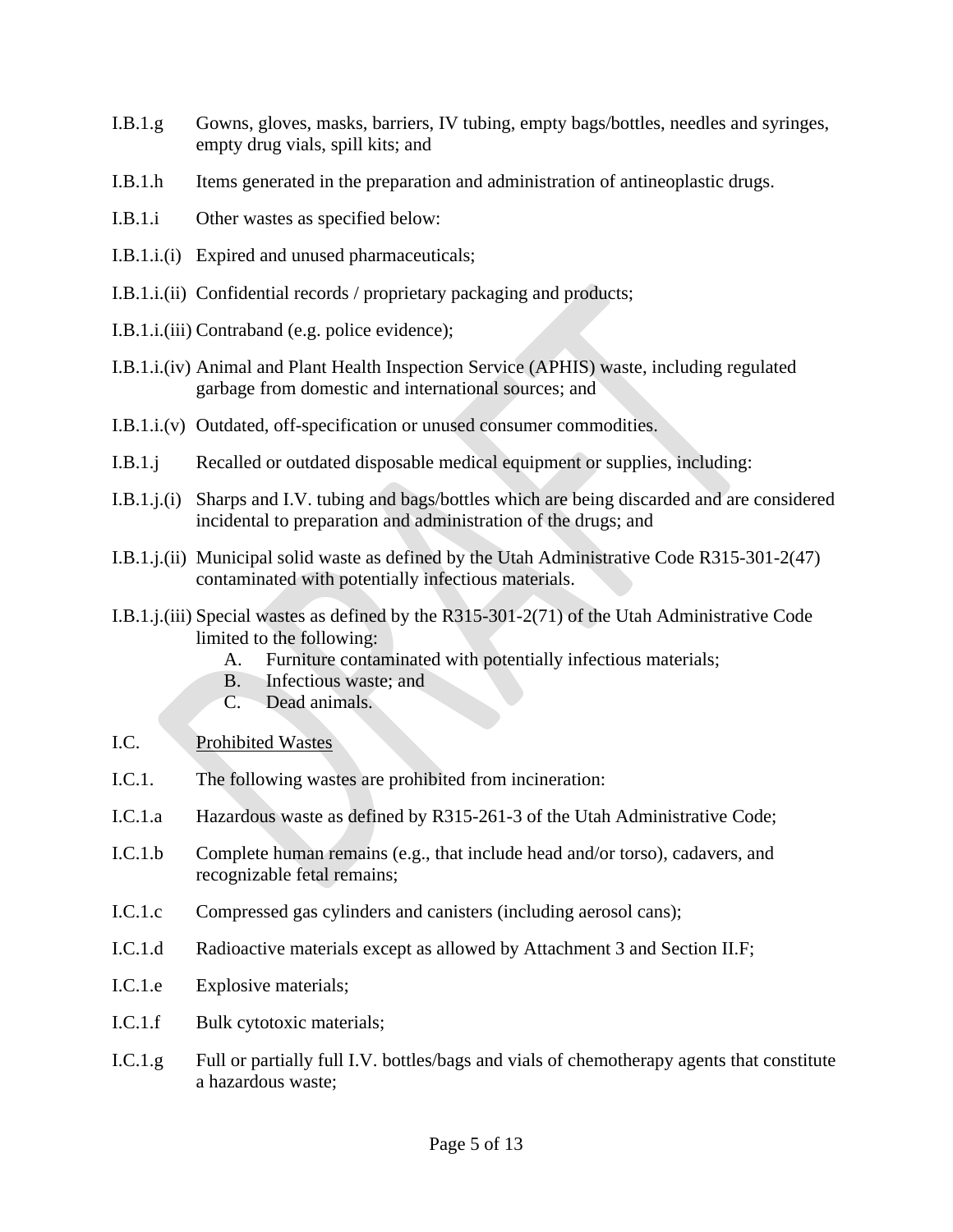I.B.1.g Gowns, gloves, masks, barriers, IV tubing, empty bags/bottles, needles and syringes, empty drug vials, spill kits; and

I.B.1.h Items generated in the preparation and administration of antineoplastic drugs.

I.B.1.i Other wastes as specified below:

I.B.1.i.(i) Expired and unused pharmaceuticals;

I.B.1.i.(ii) Confidential records / proprietary packaging and products;

I.B.1.i.(iii) Contraband (e.g. police evidence);

I.B.1.i.(iv) Animal and Plant Health Inspection Service (APHIS) waste, including regulated garbage from domestic and international sources; and

I.B.1.i.(v) Outdated, off-specification or unused consumer commodities.

I.B.1.j Recalled or outdated disposable medical equipment or supplies, including:

I.B.1.j.(i) Sharps and I.V. tubing and bags/bottles which are being discarded and are considered incidental to preparation and administration of the drugs; and

I.B.1.j.(ii) Municipal solid waste as defined by the Utah Administrative Code R315-301-2(47) contaminated with potentially infectious materials.

I.B.1.j.(iii) Special wastes as defined by the R315-301-2(71) of the Utah Administrative Code limited to the following:

A. Furniture contaminated with potentially infectious materials;
B. Infectious waste; and
C. Dead animals.

I.C. <u>Prohibited Wastes</u>

I.C.1. The following wastes are prohibited from incineration:

I.C.1.a Hazardous waste as defined by R315-261-3 of the Utah Administrative Code;

I.C.1.b Complete human remains (e.g., that include head and/or torso), cadavers, and recognizable fetal remains;

I.C.1.c Compressed gas cylinders and canisters (including aerosol cans);

I.C.1.d Radioactive materials except as allowed by Attachment 3 and Section II.F;

I.C.1.e Explosive materials;

I.C.1.f Bulk cytotoxic materials;

I.C.1.g Full or partially full I.V. bottles/bags and vials of chemotherapy agents that constitute a hazardous waste;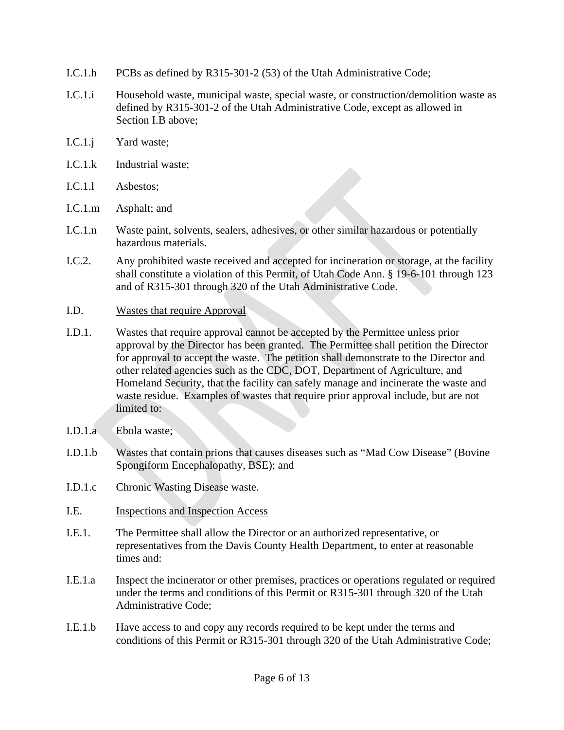I.C.1.h PCBs as defined by R315-301-2 (53) of the Utah Administrative Code;

I.C.1.i Household waste, municipal waste, special waste, or construction/demolition waste as defined by R315-301-2 of the Utah Administrative Code, except as allowed in Section I.B above;

I.C.1.j Yard waste;

I.C.1.k Industrial waste;

I.C.1.l Asbestos;

I.C.1.m Asphalt; and

I.C.1.n Waste paint, solvents, sealers, adhesives, or other similar hazardous or potentially hazardous materials.

I.C.2. Any prohibited waste received and accepted for incineration or storage, at the facility shall constitute a violation of this Permit, of Utah Code Ann. § 19-6-101 through 123 and of R315-301 through 320 of the Utah Administrative Code.

I.D. Wastes that require Approval

I.D.1. Wastes that require approval cannot be accepted by the Permittee unless prior approval by the Director has been granted. The Permittee shall petition the Director for approval to accept the waste. The petition shall demonstrate to the Director and other related agencies such as the CDC, DOT, Department of Agriculture, and Homeland Security, that the facility can safely manage and incinerate the waste and waste residue. Examples of wastes that require prior approval include, but are not limited to:

I.D.1.a Ebola waste;

I.D.1.b Wastes that contain prions that causes diseases such as "Mad Cow Disease" (Bovine Spongiform Encephalopathy, BSE); and

I.D.1.c Chronic Wasting Disease waste.

I.E. Inspections and Inspection Access

I.E.1. The Permittee shall allow the Director or an authorized representative, or representatives from the Davis County Health Department, to enter at reasonable times and:

I.E.1.a Inspect the incinerator or other premises, practices or operations regulated or required under the terms and conditions of this Permit or R315-301 through 320 of the Utah Administrative Code;

I.E.1.b Have access to and copy any records required to be kept under the terms and conditions of this Permit or R315-301 through 320 of the Utah Administrative Code;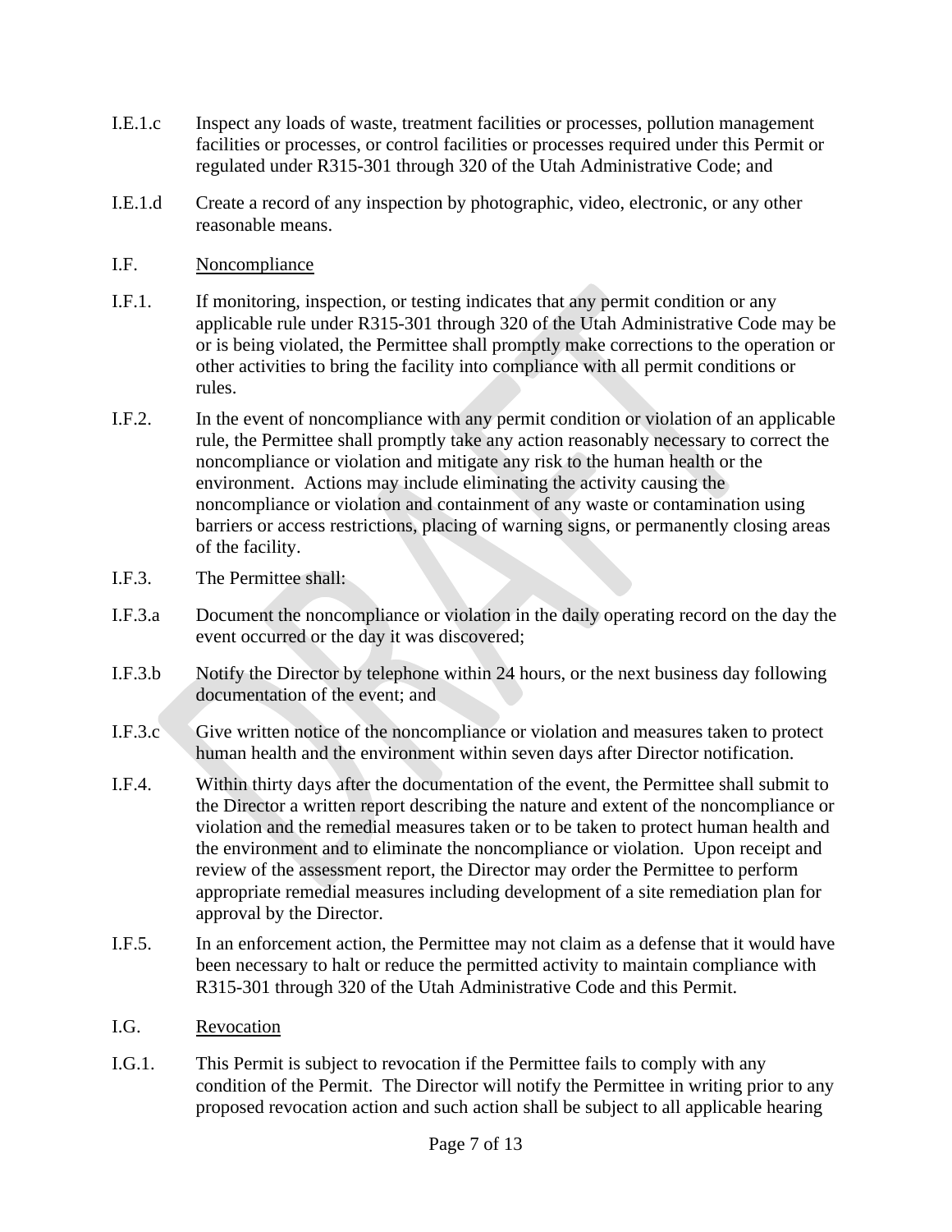I.E.1.c Inspect any loads of waste, treatment facilities or processes, pollution management facilities or processes, or control facilities or processes required under this Permit or regulated under R315-301 through 320 of the Utah Administrative Code; and

I.E.1.d Create a record of any inspection by photographic, video, electronic, or any other reasonable means.

I.F. Noncompliance

I.F.1. If monitoring, inspection, or testing indicates that any permit condition or any applicable rule under R315-301 through 320 of the Utah Administrative Code may be or is being violated, the Permittee shall promptly make corrections to the operation or other activities to bring the facility into compliance with all permit conditions or rules.

I.F.2. In the event of noncompliance with any permit condition or violation of an applicable rule, the Permittee shall promptly take any action reasonably necessary to correct the noncompliance or violation and mitigate any risk to the human health or the environment. Actions may include eliminating the activity causing the noncompliance or violation and containment of any waste or contamination using barriers or access restrictions, placing of warning signs, or permanently closing areas of the facility.

I.F.3. The Permittee shall:

I.F.3.a Document the noncompliance or violation in the daily operating record on the day the event occurred or the day it was discovered;

I.F.3.b Notify the Director by telephone within 24 hours, or the next business day following documentation of the event; and

I.F.3.c Give written notice of the noncompliance or violation and measures taken to protect human health and the environment within seven days after Director notification.

I.F.4. Within thirty days after the documentation of the event, the Permittee shall submit to the Director a written report describing the nature and extent of the noncompliance or violation and the remedial measures taken or to be taken to protect human health and the environment and to eliminate the noncompliance or violation. Upon receipt and review of the assessment report, the Director may order the Permittee to perform appropriate remedial measures including development of a site remediation plan for approval by the Director.

I.F.5. In an enforcement action, the Permittee may not claim as a defense that it would have been necessary to halt or reduce the permitted activity to maintain compliance with R315-301 through 320 of the Utah Administrative Code and this Permit.

I.G. Revocation

I.G.1. This Permit is subject to revocation if the Permittee fails to comply with any condition of the Permit. The Director will notify the Permittee in writing prior to any proposed revocation action and such action shall be subject to all applicable hearing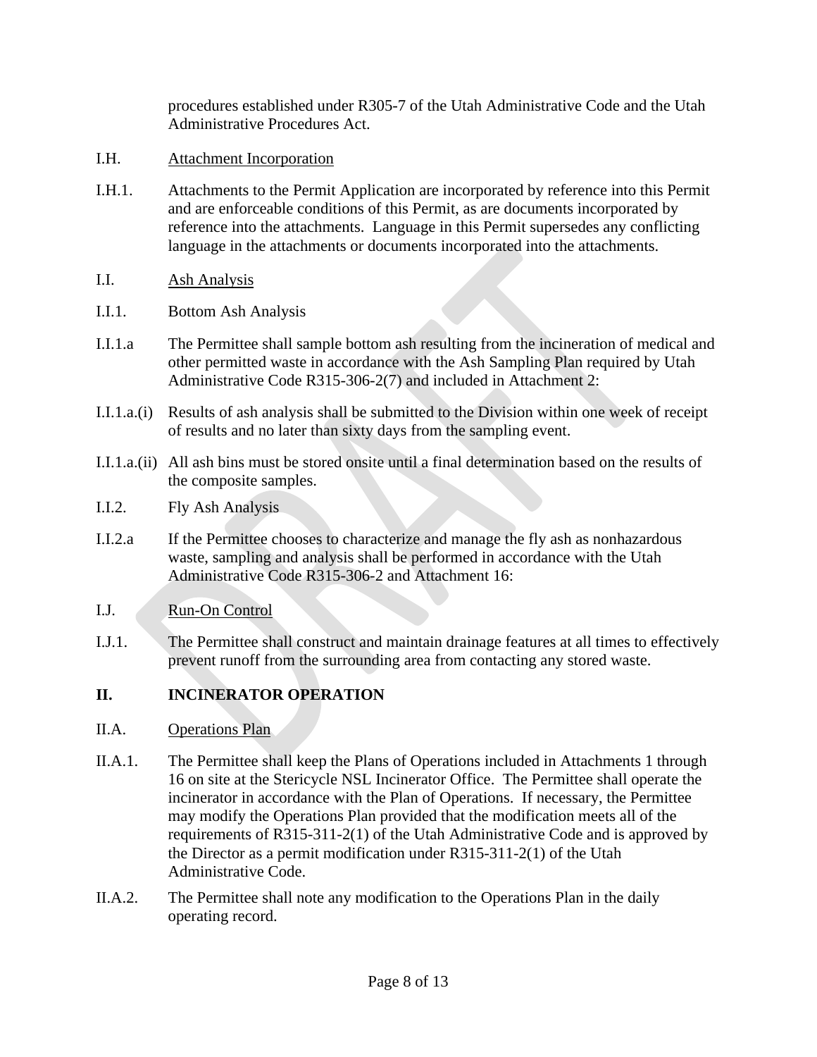procedures established under R305-7 of the Utah Administrative Code and the Utah Administrative Procedures Act.

I.H. Attachment Incorporation

I.H.1. Attachments to the Permit Application are incorporated by reference into this Permit and are enforceable conditions of this Permit, as are documents incorporated by reference into the attachments. Language in this Permit supersedes any conflicting language in the attachments or documents incorporated into the attachments.

I.I. Ash Analysis

I.I.1. Bottom Ash Analysis

I.I.1.a The Permittee shall sample bottom ash resulting from the incineration of medical and other permitted waste in accordance with the Ash Sampling Plan required by Utah Administrative Code R315-306-2(7) and included in Attachment 2:

I.I.1.a.(i) Results of ash analysis shall be submitted to the Division within one week of receipt of results and no later than sixty days from the sampling event.

I.I.1.a.(ii) All ash bins must be stored onsite until a final determination based on the results of the composite samples.

I.I.2. Fly Ash Analysis

I.I.2.a If the Permittee chooses to characterize and manage the fly ash as nonhazardous waste, sampling and analysis shall be performed in accordance with the Utah Administrative Code R315-306-2 and Attachment 16:

I.J. Run-On Control

I.J.1. The Permittee shall construct and maintain drainage features at all times to effectively prevent runoff from the surrounding area from contacting any stored waste.

## II. INCINERATOR OPERATION

II.A. Operations Plan

II.A.1. The Permittee shall keep the Plans of Operations included in Attachments 1 through 16 on site at the Stericycle NSL Incinerator Office. The Permittee shall operate the incinerator in accordance with the Plan of Operations. If necessary, the Permittee may modify the Operations Plan provided that the modification meets all of the requirements of R315-311-2(1) of the Utah Administrative Code and is approved by the Director as a permit modification under R315-311-2(1) of the Utah Administrative Code.

II.A.2. The Permittee shall note any modification to the Operations Plan in the daily operating record.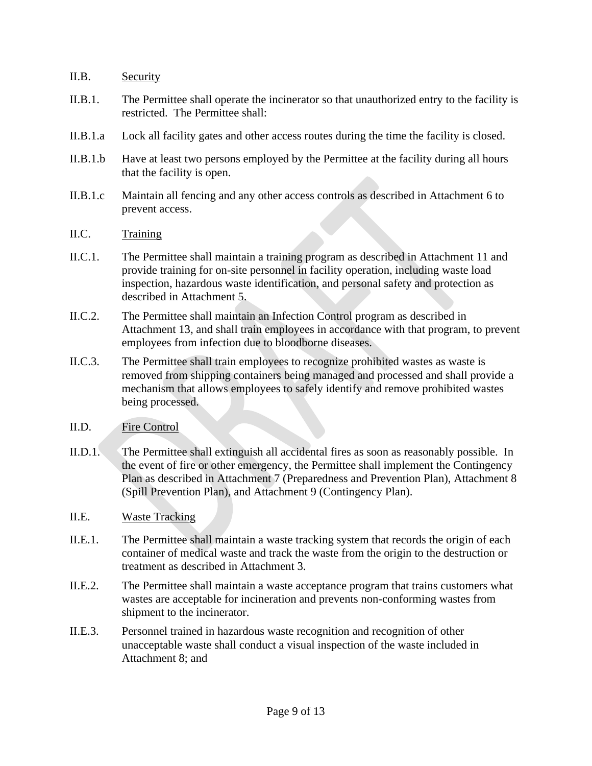II.B. Security

II.B.1. The Permittee shall operate the incinerator so that unauthorized entry to the facility is restricted. The Permittee shall:

II.B.1.a Lock all facility gates and other access routes during the time the facility is closed.

II.B.1.b Have at least two persons employed by the Permittee at the facility during all hours that the facility is open.

II.B.1.c Maintain all fencing and any other access controls as described in Attachment 6 to prevent access.

II.C. Training

II.C.1. The Permittee shall maintain a training program as described in Attachment 11 and provide training for on-site personnel in facility operation, including waste load inspection, hazardous waste identification, and personal safety and protection as described in Attachment 5.

II.C.2. The Permittee shall maintain an Infection Control program as described in Attachment 13, and shall train employees in accordance with that program, to prevent employees from infection due to bloodborne diseases.

II.C.3. The Permittee shall train employees to recognize prohibited wastes as waste is removed from shipping containers being managed and processed and shall provide a mechanism that allows employees to safely identify and remove prohibited wastes being processed.

II.D. Fire Control

II.D.1. The Permittee shall extinguish all accidental fires as soon as reasonably possible. In the event of fire or other emergency, the Permittee shall implement the Contingency Plan as described in Attachment 7 (Preparedness and Prevention Plan), Attachment 8 (Spill Prevention Plan), and Attachment 9 (Contingency Plan).

II.E. Waste Tracking

II.E.1. The Permittee shall maintain a waste tracking system that records the origin of each container of medical waste and track the waste from the origin to the destruction or treatment as described in Attachment 3.

II.E.2. The Permittee shall maintain a waste acceptance program that trains customers what wastes are acceptable for incineration and prevents non-conforming wastes from shipment to the incinerator.

II.E.3. Personnel trained in hazardous waste recognition and recognition of other unacceptable waste shall conduct a visual inspection of the waste included in Attachment 8; and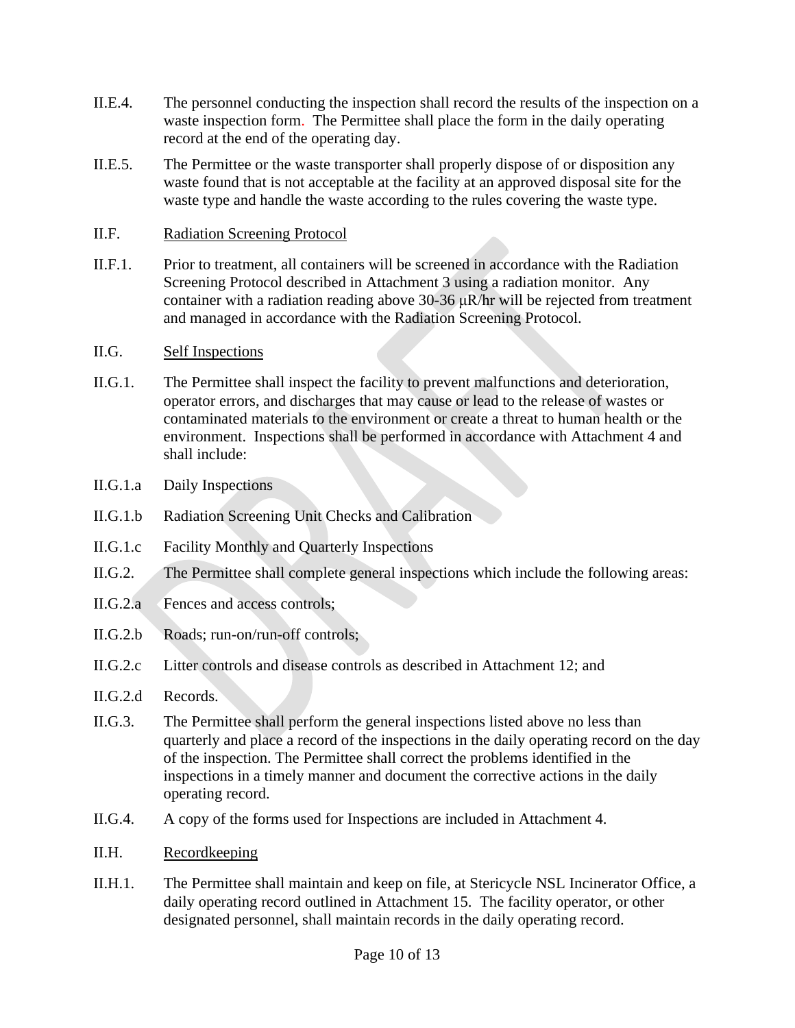II.E.4. The personnel conducting the inspection shall record the results of the inspection on a waste inspection form. The Permittee shall place the form in the daily operating record at the end of the operating day.

II.E.5. The Permittee or the waste transporter shall properly dispose of or disposition any waste found that is not acceptable at the facility at an approved disposal site for the waste type and handle the waste according to the rules covering the waste type.

II.F. Radiation Screening Protocol

II.F.1. Prior to treatment, all containers will be screened in accordance with the Radiation Screening Protocol described in Attachment 3 using a radiation monitor. Any container with a radiation reading above 30-36 μR/hr will be rejected from treatment and managed in accordance with the Radiation Screening Protocol.

II.G. Self Inspections

II.G.1. The Permittee shall inspect the facility to prevent malfunctions and deterioration, operator errors, and discharges that may cause or lead to the release of wastes or contaminated materials to the environment or create a threat to human health or the environment. Inspections shall be performed in accordance with Attachment 4 and shall include:

II.G.1.a Daily Inspections

II.G.1.b Radiation Screening Unit Checks and Calibration

II.G.1.c Facility Monthly and Quarterly Inspections

II.G.2. The Permittee shall complete general inspections which include the following areas:

II.G.2.a Fences and access controls;

II.G.2.b Roads; run-on/run-off controls;

II.G.2.c Litter controls and disease controls as described in Attachment 12; and

II.G.2.d Records.

II.G.3. The Permittee shall perform the general inspections listed above no less than quarterly and place a record of the inspections in the daily operating record on the day of the inspection. The Permittee shall correct the problems identified in the inspections in a timely manner and document the corrective actions in the daily operating record.

II.G.4. A copy of the forms used for Inspections are included in Attachment 4.

II.H. Recordkeeping

II.H.1. The Permittee shall maintain and keep on file, at Stericycle NSL Incinerator Office, a daily operating record outlined in Attachment 15. The facility operator, or other designated personnel, shall maintain records in the daily operating record.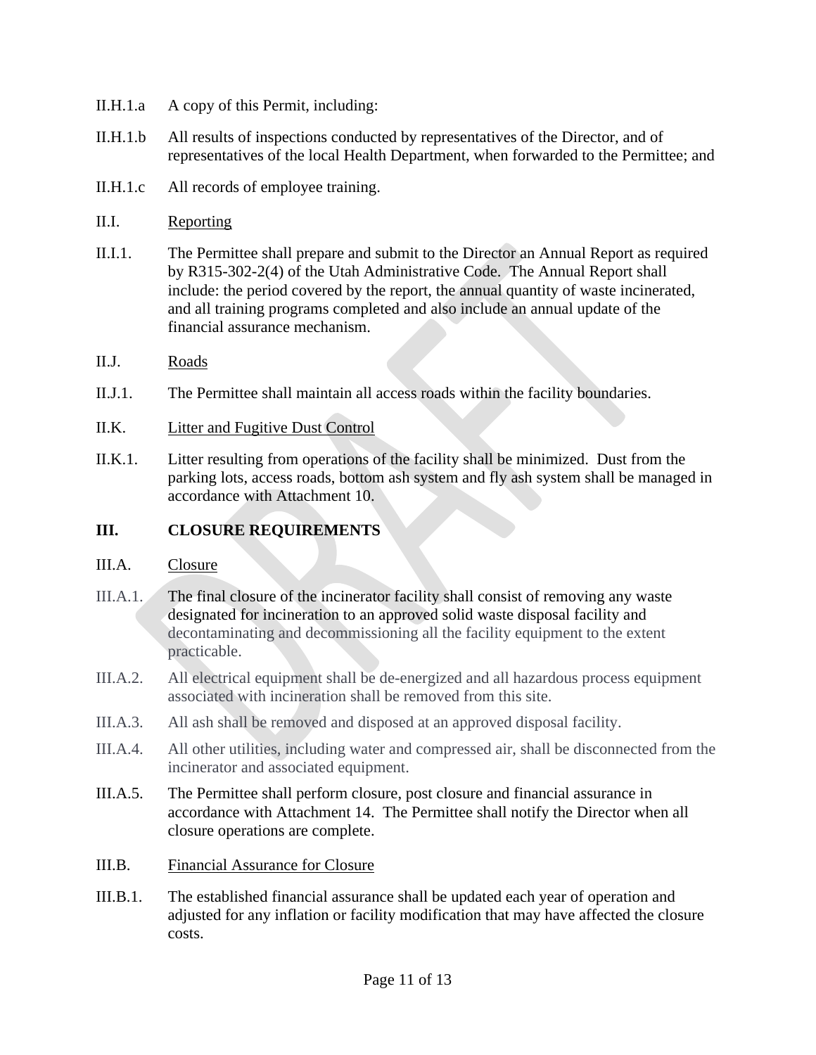II.H.1.a A copy of this Permit, including:

II.H.1.b All results of inspections conducted by representatives of the Director, and of representatives of the local Health Department, when forwarded to the Permittee; and

II.H.1.c All records of employee training.

II.I. Reporting

II.I.1. The Permittee shall prepare and submit to the Director an Annual Report as required by R315-302-2(4) of the Utah Administrative Code. The Annual Report shall include: the period covered by the report, the annual quantity of waste incinerated, and all training programs completed and also include an annual update of the financial assurance mechanism.

II.J. Roads

II.J.1. The Permittee shall maintain all access roads within the facility boundaries.

II.K. Litter and Fugitive Dust Control

II.K.1. Litter resulting from operations of the facility shall be minimized. Dust from the parking lots, access roads, bottom ash system and fly ash system shall be managed in accordance with Attachment 10.

## III. CLOSURE REQUIREMENTS

III.A. Closure

III.A.1. The final closure of the incinerator facility shall consist of removing any waste designated for incineration to an approved solid waste disposal facility and decontaminating and decommissioning all the facility equipment to the extent practicable.

III.A.2. All electrical equipment shall be de-energized and all hazardous process equipment associated with incineration shall be removed from this site.

III.A.3. All ash shall be removed and disposed at an approved disposal facility.

III.A.4. All other utilities, including water and compressed air, shall be disconnected from the incinerator and associated equipment.

III.A.5. The Permittee shall perform closure, post closure and financial assurance in accordance with Attachment 14. The Permittee shall notify the Director when all closure operations are complete.

III.B. Financial Assurance for Closure

III.B.1. The established financial assurance shall be updated each year of operation and adjusted for any inflation or facility modification that may have affected the closure costs.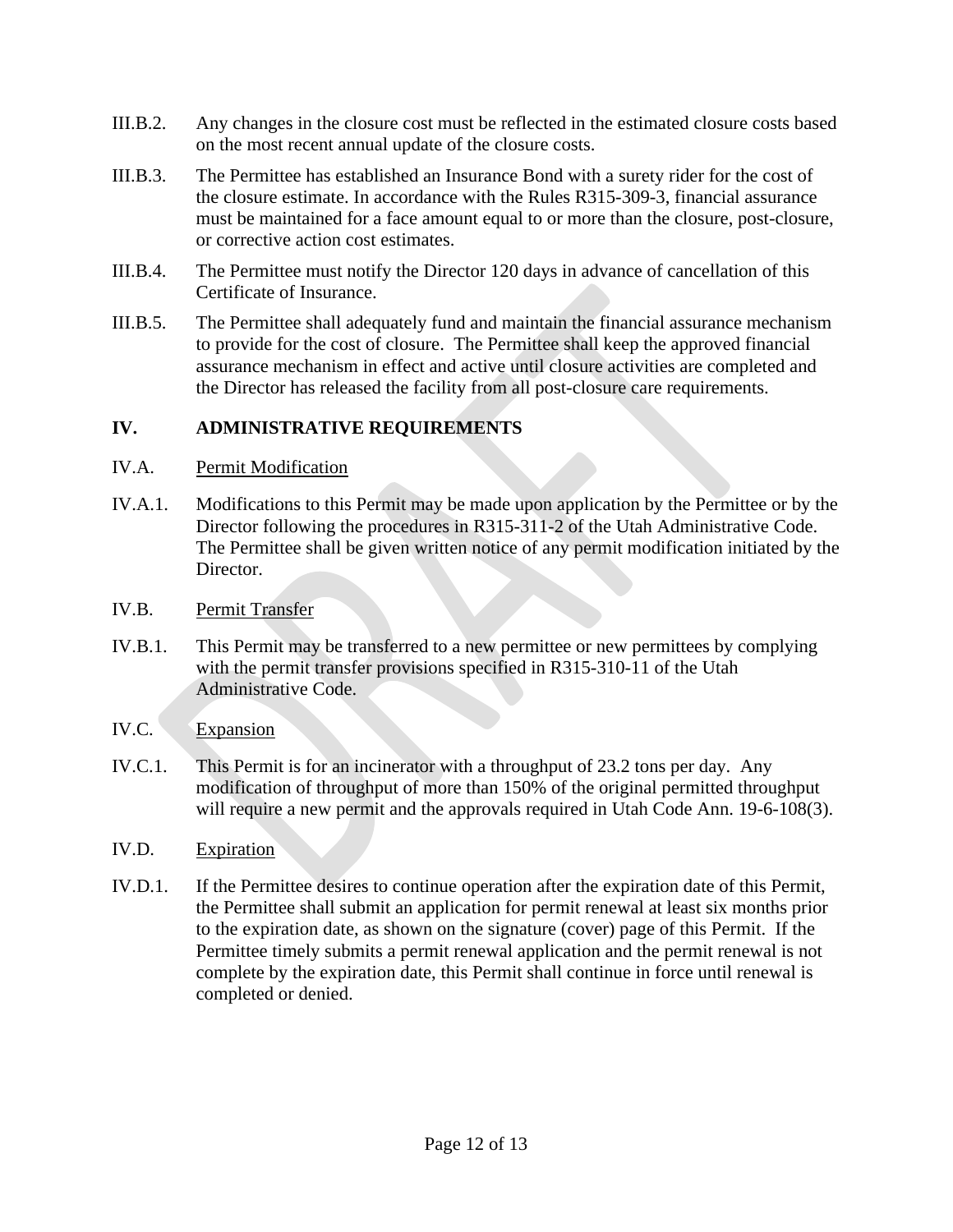III.B.2. Any changes in the closure cost must be reflected in the estimated closure costs based on the most recent annual update of the closure costs.

III.B.3. The Permittee has established an Insurance Bond with a surety rider for the cost of the closure estimate. In accordance with the Rules R315-309-3, financial assurance must be maintained for a face amount equal to or more than the closure, post-closure, or corrective action cost estimates.

III.B.4. The Permittee must notify the Director 120 days in advance of cancellation of this Certificate of Insurance.

III.B.5. The Permittee shall adequately fund and maintain the financial assurance mechanism to provide for the cost of closure. The Permittee shall keep the approved financial assurance mechanism in effect and active until closure activities are completed and the Director has released the facility from all post-closure care requirements.

## IV. ADMINISTRATIVE REQUIREMENTS

IV.A. Permit Modification

IV.A.1. Modifications to this Permit may be made upon application by the Permittee or by the Director following the procedures in R315-311-2 of the Utah Administrative Code. The Permittee shall be given written notice of any permit modification initiated by the Director.

IV.B. Permit Transfer

IV.B.1. This Permit may be transferred to a new permittee or new permittees by complying with the permit transfer provisions specified in R315-310-11 of the Utah Administrative Code.

IV.C. Expansion

IV.C.1. This Permit is for an incinerator with a throughput of 23.2 tons per day. Any modification of throughput of more than 150% of the original permitted throughput will require a new permit and the approvals required in Utah Code Ann. 19-6-108(3).

IV.D. Expiration

IV.D.1. If the Permittee desires to continue operation after the expiration date of this Permit, the Permittee shall submit an application for permit renewal at least six months prior to the expiration date, as shown on the signature (cover) page of this Permit. If the Permittee timely submits a permit renewal application and the permit renewal is not complete by the expiration date, this Permit shall continue in force until renewal is completed or denied.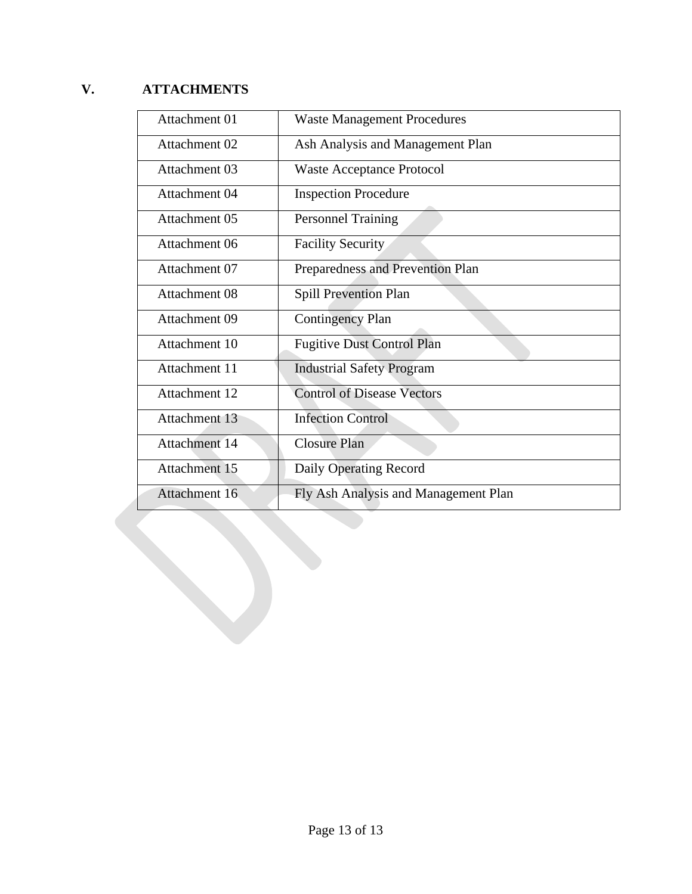## V. ATTACHMENTS

| | |
|---|---|
| Attachment 01 | Waste Management Procedures |
| Attachment 02 | Ash Analysis and Management Plan |
| Attachment 03 | Waste Acceptance Protocol |
| Attachment 04 | Inspection Procedure |
| Attachment 05 | Personnel Training |
| Attachment 06 | Facility Security |
| Attachment 07 | Preparedness and Prevention Plan |
| Attachment 08 | Spill Prevention Plan |
| Attachment 09 | Contingency Plan |
| Attachment 10 | Fugitive Dust Control Plan |
| Attachment 11 | Industrial Safety Program |
| Attachment 12 | Control of Disease Vectors |
| Attachment 13 | Infection Control |
| Attachment 14 | Closure Plan |
| Attachment 15 | Daily Operating Record |
| Attachment 16 | Fly Ash Analysis and Management Plan |